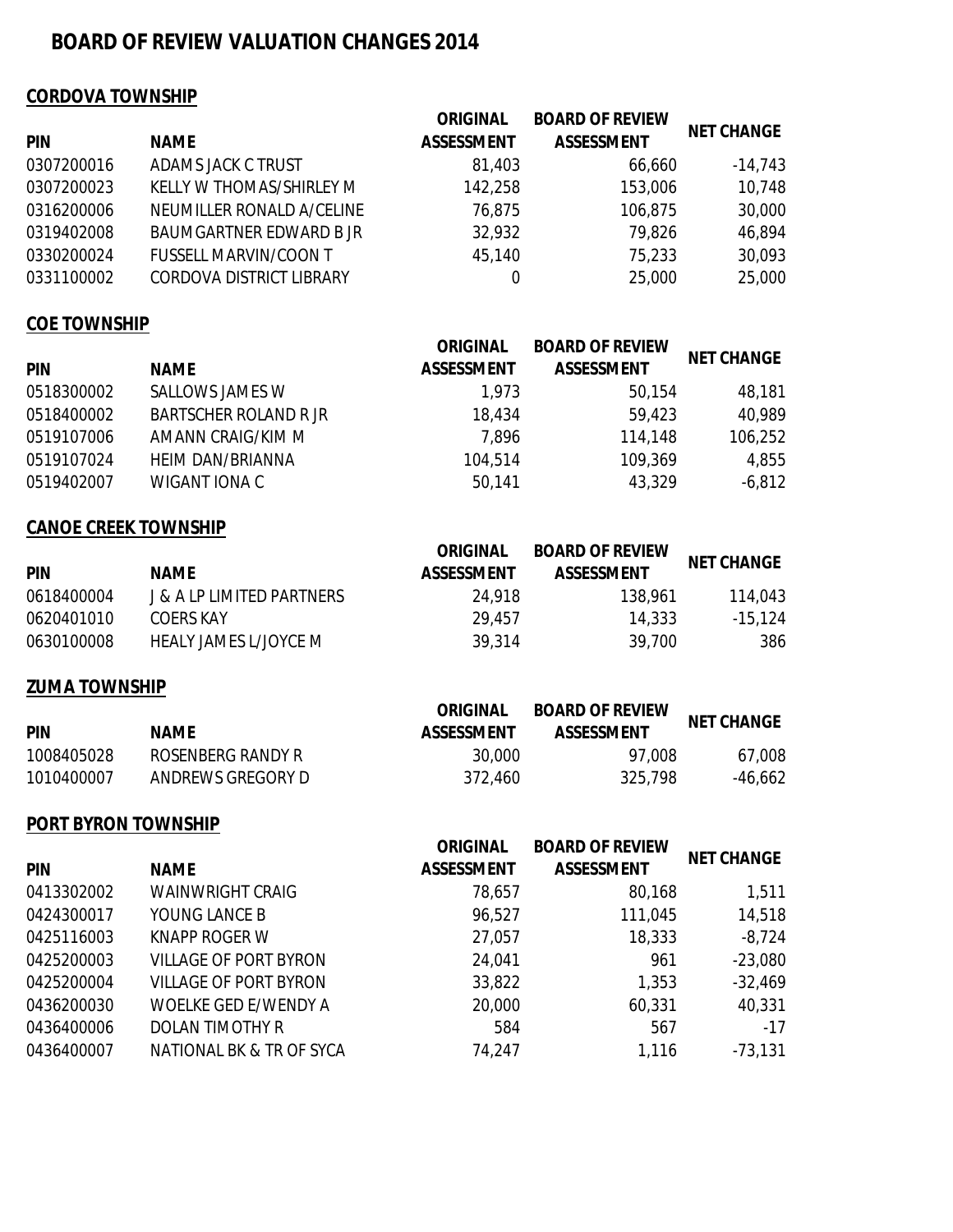# BOARD OF REVIEW VALUATION CHANGES 2014

## CORDOVA TOWNSHIP

| PIN | NAME | ORIGINAL ASSESSMENT | BOARD OF REVIEW ASSESSMENT | NET CHANGE |
|---|---|---|---|---|
| 0307200016 | ADAMS JACK C TRUST | 81,403 | 66,660 | -14,743 |
| 0307200023 | KELLY W THOMAS/SHIRLEY M | 142,258 | 153,006 | 10,748 |
| 0316200006 | NEUMILLER RONALD A/CELINE | 76,875 | 106,875 | 30,000 |
| 0319402008 | BAUMGARTNER EDWARD B JR | 32,932 | 79,826 | 46,894 |
| 0330200024 | FUSSELL MARVIN/COON T | 45,140 | 75,233 | 30,093 |
| 0331100002 | CORDOVA DISTRICT LIBRARY | 0 | 25,000 | 25,000 |

## COE TOWNSHIP

| PIN | NAME | ORIGINAL ASSESSMENT | BOARD OF REVIEW ASSESSMENT | NET CHANGE |
|---|---|---|---|---|
| 0518300002 | SALLOWS JAMES W | 1,973 | 50,154 | 48,181 |
| 0518400002 | BARTSCHER ROLAND R JR | 18,434 | 59,423 | 40,989 |
| 0519107006 | AMANN CRAIG/KIM M | 7,896 | 114,148 | 106,252 |
| 0519107024 | HEIM DAN/BRIANNA | 104,514 | 109,369 | 4,855 |
| 0519402007 | WIGANT IONA C | 50,141 | 43,329 | -6,812 |

## CANOE CREEK TOWNSHIP

| PIN | NAME | ORIGINAL ASSESSMENT | BOARD OF REVIEW ASSESSMENT | NET CHANGE |
|---|---|---|---|---|
| 0618400004 | J & A LP LIMITED PARTNERS | 24,918 | 138,961 | 114,043 |
| 0620401010 | COERS KAY | 29,457 | 14,333 | -15,124 |
| 0630100008 | HEALY JAMES L/JOYCE M | 39,314 | 39,700 | 386 |

## ZUMA TOWNSHIP

| PIN | NAME | ORIGINAL ASSESSMENT | BOARD OF REVIEW ASSESSMENT | NET CHANGE |
|---|---|---|---|---|
| 1008405028 | ROSENBERG RANDY R | 30,000 | 97,008 | 67,008 |
| 1010400007 | ANDREWS GREGORY D | 372,460 | 325,798 | -46,662 |

## PORT BYRON TOWNSHIP

| PIN | NAME | ORIGINAL ASSESSMENT | BOARD OF REVIEW ASSESSMENT | NET CHANGE |
|---|---|---|---|---|
| 0413302002 | WAINWRIGHT CRAIG | 78,657 | 80,168 | 1,511 |
| 0424300017 | YOUNG LANCE B | 96,527 | 111,045 | 14,518 |
| 0425116003 | KNAPP ROGER W | 27,057 | 18,333 | -8,724 |
| 0425200003 | VILLAGE OF PORT BYRON | 24,041 | 961 | -23,080 |
| 0425200004 | VILLAGE OF PORT BYRON | 33,822 | 1,353 | -32,469 |
| 0436200030 | WOELKE GED E/WENDY A | 20,000 | 60,331 | 40,331 |
| 0436400006 | DOLAN TIMOTHY R | 584 | 567 | -17 |
| 0436400007 | NATIONAL BK & TR OF SYCA | 74,247 | 1,116 | -73,131 |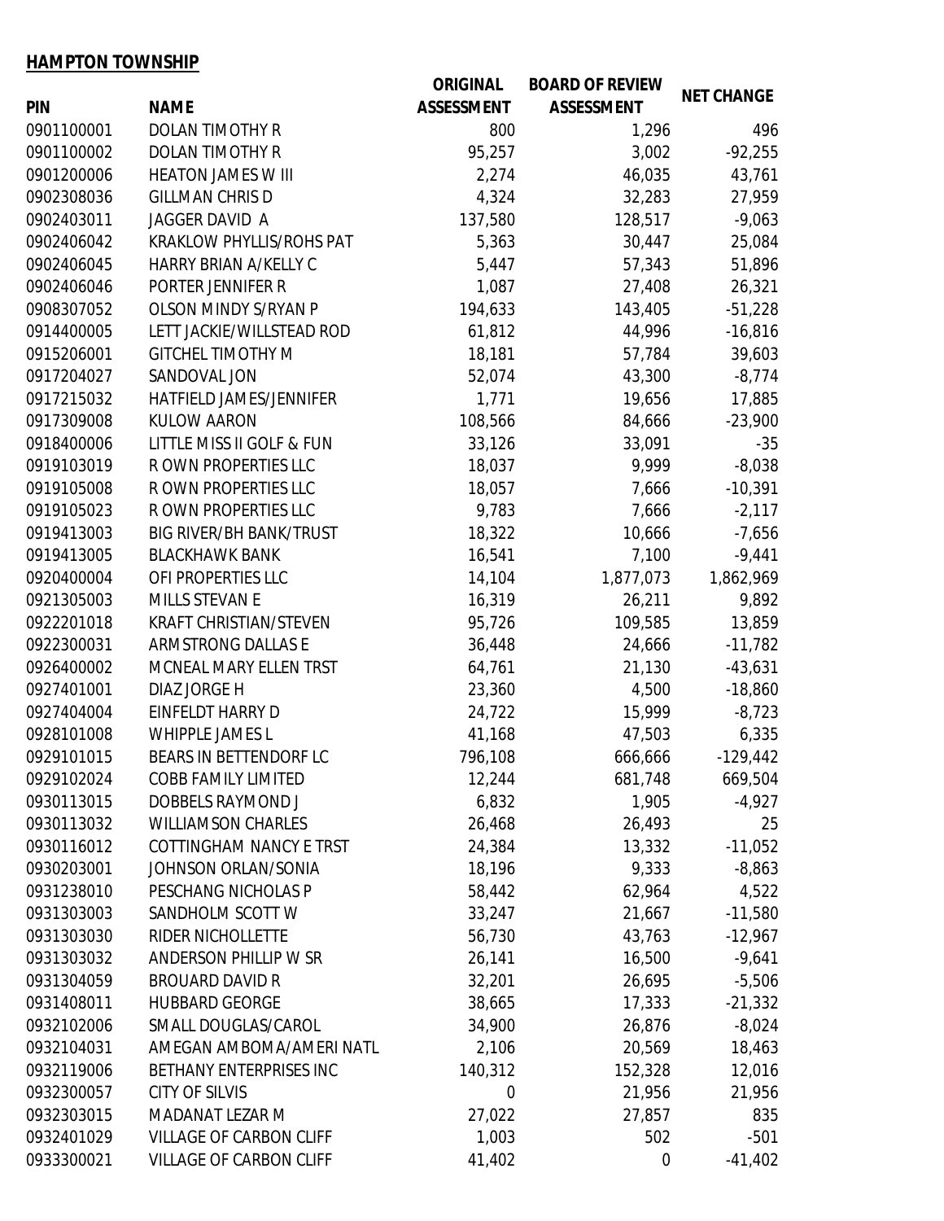**HAMPTON TOWNSHIP**

| PIN | NAME | ORIGINAL ASSESSMENT | BOARD OF REVIEW ASSESSMENT | NET CHANGE |
|---|---|---|---|---|
| 0901100001 | DOLAN TIMOTHY R | 800 | 1,296 | 496 |
| 0901100002 | DOLAN TIMOTHY R | 95,257 | 3,002 | -92,255 |
| 0901200006 | HEATON JAMES W III | 2,274 | 46,035 | 43,761 |
| 0902308036 | GILLMAN CHRIS D | 4,324 | 32,283 | 27,959 |
| 0902403011 | JAGGER DAVID A | 137,580 | 128,517 | -9,063 |
| 0902406042 | KRAKLOW PHYLLIS/ROHS PAT | 5,363 | 30,447 | 25,084 |
| 0902406045 | HARRY BRIAN A/KELLY C | 5,447 | 57,343 | 51,896 |
| 0902406046 | PORTER JENNIFER R | 1,087 | 27,408 | 26,321 |
| 0908307052 | OLSON MINDY S/RYAN P | 194,633 | 143,405 | -51,228 |
| 0914400005 | LETT JACKIE/WILLSTEAD ROD | 61,812 | 44,996 | -16,816 |
| 0915206001 | GITCHEL TIMOTHY M | 18,181 | 57,784 | 39,603 |
| 0917204027 | SANDOVAL JON | 52,074 | 43,300 | -8,774 |
| 0917215032 | HATFIELD JAMES/JENNIFER | 1,771 | 19,656 | 17,885 |
| 0917309008 | KULOW AARON | 108,566 | 84,666 | -23,900 |
| 0918400006 | LITTLE MISS II GOLF & FUN | 33,126 | 33,091 | -35 |
| 0919103019 | R OWN PROPERTIES LLC | 18,037 | 9,999 | -8,038 |
| 0919105008 | R OWN PROPERTIES LLC | 18,057 | 7,666 | -10,391 |
| 0919105023 | R OWN PROPERTIES LLC | 9,783 | 7,666 | -2,117 |
| 0919413003 | BIG RIVER/BH BANK/TRUST | 18,322 | 10,666 | -7,656 |
| 0919413005 | BLACKHAWK BANK | 16,541 | 7,100 | -9,441 |
| 0920400004 | OFI PROPERTIES LLC | 14,104 | 1,877,073 | 1,862,969 |
| 0921305003 | MILLS STEVAN E | 16,319 | 26,211 | 9,892 |
| 0922201018 | KRAFT CHRISTIAN/STEVEN | 95,726 | 109,585 | 13,859 |
| 0922300031 | ARMSTRONG DALLAS E | 36,448 | 24,666 | -11,782 |
| 0926400002 | MCNEAL MARY ELLEN TRST | 64,761 | 21,130 | -43,631 |
| 0927401001 | DIAZ JORGE H | 23,360 | 4,500 | -18,860 |
| 0927404004 | EINFELDT HARRY D | 24,722 | 15,999 | -8,723 |
| 0928101008 | WHIPPLE JAMES L | 41,168 | 47,503 | 6,335 |
| 0929101015 | BEARS IN BETTENDORF LC | 796,108 | 666,666 | -129,442 |
| 0929102024 | COBB FAMILY LIMITED | 12,244 | 681,748 | 669,504 |
| 0930113015 | DOBBELS RAYMOND J | 6,832 | 1,905 | -4,927 |
| 0930113032 | WILLIAMSON CHARLES | 26,468 | 26,493 | 25 |
| 0930116012 | COTTINGHAM NANCY E TRST | 24,384 | 13,332 | -11,052 |
| 0930203001 | JOHNSON ORLAN/SONIA | 18,196 | 9,333 | -8,863 |
| 0931238010 | PESCHANG NICHOLAS P | 58,442 | 62,964 | 4,522 |
| 0931303003 | SANDHOLM SCOTT W | 33,247 | 21,667 | -11,580 |
| 0931303030 | RIDER NICHOLLETTE | 56,730 | 43,763 | -12,967 |
| 0931303032 | ANDERSON PHILLIP W SR | 26,141 | 16,500 | -9,641 |
| 0931304059 | BROUARD DAVID R | 32,201 | 26,695 | -5,506 |
| 0931408011 | HUBBARD GEORGE | 38,665 | 17,333 | -21,332 |
| 0932102006 | SMALL DOUGLAS/CAROL | 34,900 | 26,876 | -8,024 |
| 0932104031 | AMEGAN AMBOMA/AMERI NATL | 2,106 | 20,569 | 18,463 |
| 0932119006 | BETHANY ENTERPRISES INC | 140,312 | 152,328 | 12,016 |
| 0932300057 | CITY OF SILVIS | 0 | 21,956 | 21,956 |
| 0932303015 | MADANAT LEZAR M | 27,022 | 27,857 | 835 |
| 0932401029 | VILLAGE OF CARBON CLIFF | 1,003 | 502 | -501 |
| 0933300021 | VILLAGE OF CARBON CLIFF | 41,402 | 0 | -41,402 |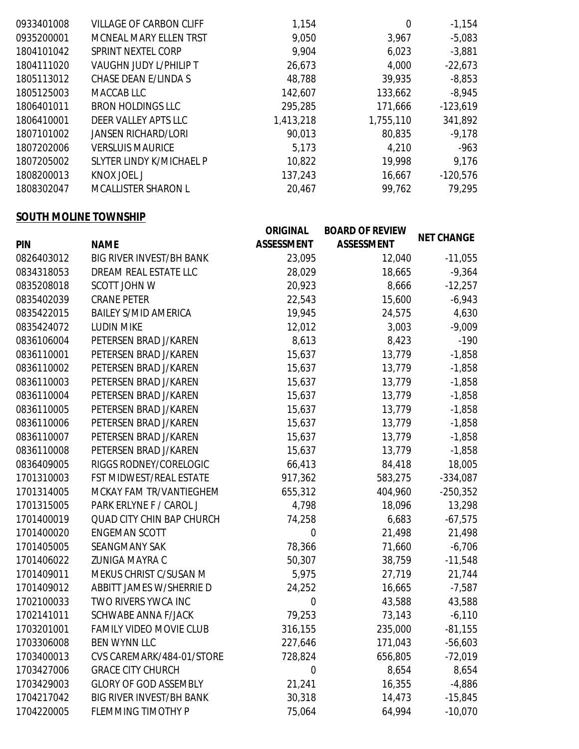| PIN | NAME | ORIGINAL ASSESSMENT | BOARD OF REVIEW ASSESSMENT | NET CHANGE |
|---|---|---|---|---|
| 0933401008 | VILLAGE OF CARBON CLIFF | 1,154 | 0 | -1,154 |
| 0935200001 | MCNEAL MARY ELLEN TRST | 9,050 | 3,967 | -5,083 |
| 1804101042 | SPRINT NEXTEL CORP | 9,904 | 6,023 | -3,881 |
| 1804111020 | VAUGHN JUDY L/PHILIP T | 26,673 | 4,000 | -22,673 |
| 1805113012 | CHASE DEAN E/LINDA S | 48,788 | 39,935 | -8,853 |
| 1805125003 | MACCAB LLC | 142,607 | 133,662 | -8,945 |
| 1806401011 | BRON HOLDINGS LLC | 295,285 | 171,666 | -123,619 |
| 1806410001 | DEER VALLEY APTS LLC | 1,413,218 | 1,755,110 | 341,892 |
| 1807101002 | JANSEN RICHARD/LORI | 90,013 | 80,835 | -9,178 |
| 1807202006 | VERSLUIS MAURICE | 5,173 | 4,210 | -963 |
| 1807205002 | SLYTER LINDY K/MICHAEL P | 10,822 | 19,998 | 9,176 |
| 1808200013 | KNOX JOEL J | 137,243 | 16,667 | -120,576 |
| 1808302047 | MCALLISTER SHARON L | 20,467 | 99,762 | 79,295 |

**SOUTH MOLINE TOWNSHIP**

| PIN | NAME | ORIGINAL ASSESSMENT | BOARD OF REVIEW ASSESSMENT | NET CHANGE |
|---|---|---|---|---|
| 0826403012 | BIG RIVER INVEST/BH BANK | 23,095 | 12,040 | -11,055 |
| 0834318053 | DREAM REAL ESTATE LLC | 28,029 | 18,665 | -9,364 |
| 0835208018 | SCOTT JOHN W | 20,923 | 8,666 | -12,257 |
| 0835402039 | CRANE PETER | 22,543 | 15,600 | -6,943 |
| 0835422015 | BAILEY S/MID AMERICA | 19,945 | 24,575 | 4,630 |
| 0835424072 | LUDIN MIKE | 12,012 | 3,003 | -9,009 |
| 0836106004 | PETERSEN BRAD J/KAREN | 8,613 | 8,423 | -190 |
| 0836110001 | PETERSEN BRAD J/KAREN | 15,637 | 13,779 | -1,858 |
| 0836110002 | PETERSEN BRAD J/KAREN | 15,637 | 13,779 | -1,858 |
| 0836110003 | PETERSEN BRAD J/KAREN | 15,637 | 13,779 | -1,858 |
| 0836110004 | PETERSEN BRAD J/KAREN | 15,637 | 13,779 | -1,858 |
| 0836110005 | PETERSEN BRAD J/KAREN | 15,637 | 13,779 | -1,858 |
| 0836110006 | PETERSEN BRAD J/KAREN | 15,637 | 13,779 | -1,858 |
| 0836110007 | PETERSEN BRAD J/KAREN | 15,637 | 13,779 | -1,858 |
| 0836110008 | PETERSEN BRAD J/KAREN | 15,637 | 13,779 | -1,858 |
| 0836409005 | RIGGS RODNEY/CORELOGIC | 66,413 | 84,418 | 18,005 |
| 1701310003 | FST MIDWEST/REAL ESTATE | 917,362 | 583,275 | -334,087 |
| 1701314005 | MCKAY FAM TR/VANTIEGHEM | 655,312 | 404,960 | -250,352 |
| 1701315005 | PARK ERLYNE F / CAROL J | 4,798 | 18,096 | 13,298 |
| 1701400019 | QUAD CITY CHIN BAP CHURCH | 74,258 | 6,683 | -67,575 |
| 1701400020 | ENGEMAN SCOTT | 0 | 21,498 | 21,498 |
| 1701405005 | SEANGMANY SAK | 78,366 | 71,660 | -6,706 |
| 1701406022 | ZUNIGA MAYRA C | 50,307 | 38,759 | -11,548 |
| 1701409011 | MEKUS CHRIST C/SUSAN M | 5,975 | 27,719 | 21,744 |
| 1701409012 | ABBITT JAMES W/SHERRIE D | 24,252 | 16,665 | -7,587 |
| 1702100033 | TWO RIVERS YWCA INC | 0 | 43,588 | 43,588 |
| 1702141011 | SCHWABE ANNA F/JACK | 79,253 | 73,143 | -6,110 |
| 1703201001 | FAMILY VIDEO MOVIE CLUB | 316,155 | 235,000 | -81,155 |
| 1703306008 | BEN WYNN LLC | 227,646 | 171,043 | -56,603 |
| 1703400013 | CVS CAREMARK/484-01/STORE | 728,824 | 656,805 | -72,019 |
| 1703427006 | GRACE CITY CHURCH | 0 | 8,654 | 8,654 |
| 1703429003 | GLORY OF GOD ASSEMBLY | 21,241 | 16,355 | -4,886 |
| 1704217042 | BIG RIVER INVEST/BH BANK | 30,318 | 14,473 | -15,845 |
| 1704220005 | FLEMMING TIMOTHY P | 75,064 | 64,994 | -10,070 |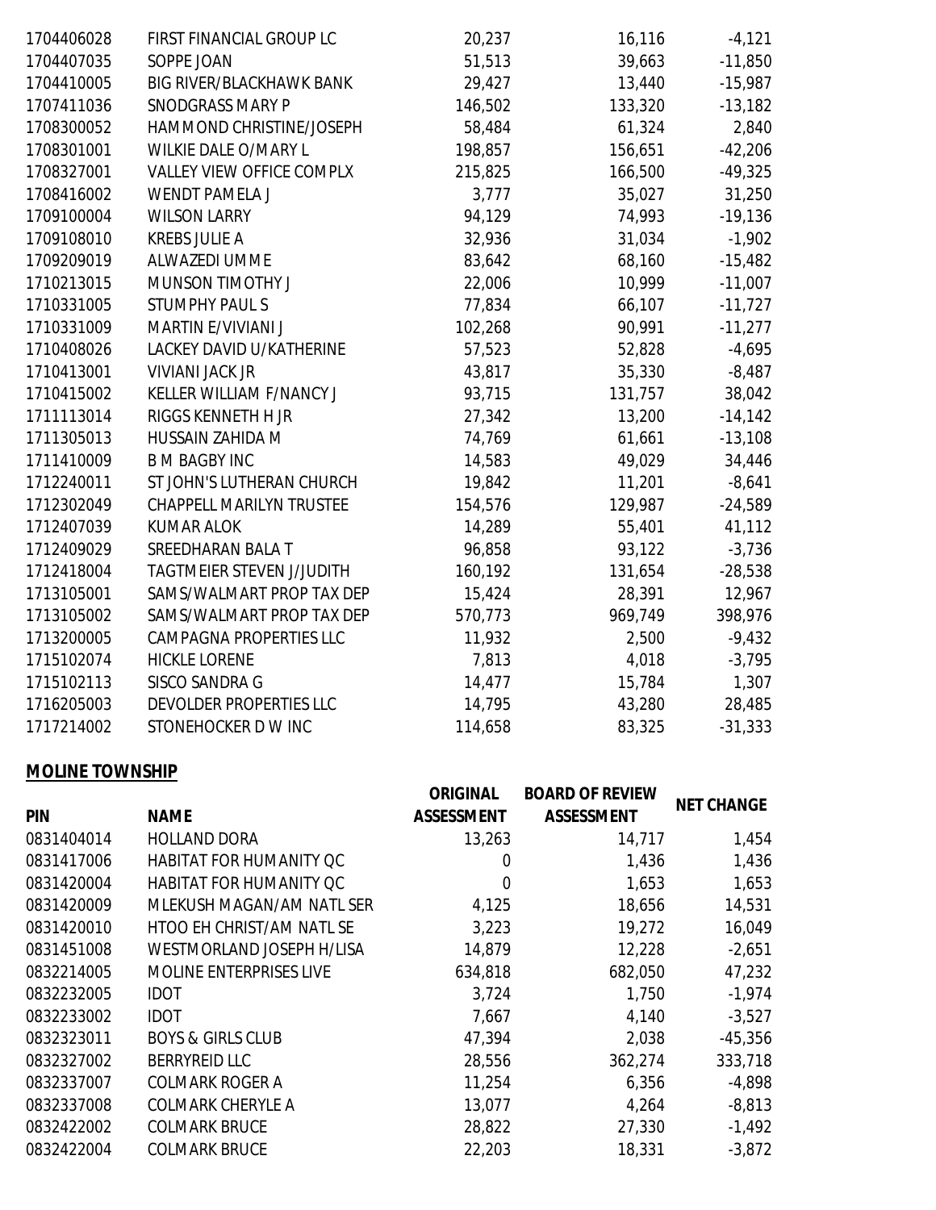| PIN | NAME | ORIGINAL ASSESSMENT | BOARD OF REVIEW ASSESSMENT | NET CHANGE |
|---|---|---|---|---|
| 1704406028 | FIRST FINANCIAL GROUP LC | 20,237 | 16,116 | -4,121 |
| 1704407035 | SOPPE JOAN | 51,513 | 39,663 | -11,850 |
| 1704410005 | BIG RIVER/BLACKHAWK BANK | 29,427 | 13,440 | -15,987 |
| 1707411036 | SNODGRASS MARY P | 146,502 | 133,320 | -13,182 |
| 1708300052 | HAMMOND CHRISTINE/JOSEPH | 58,484 | 61,324 | 2,840 |
| 1708301001 | WILKIE DALE O/MARY L | 198,857 | 156,651 | -42,206 |
| 1708327001 | VALLEY VIEW OFFICE COMPLX | 215,825 | 166,500 | -49,325 |
| 1708416002 | WENDT PAMELA J | 3,777 | 35,027 | 31,250 |
| 1709100004 | WILSON LARRY | 94,129 | 74,993 | -19,136 |
| 1709108010 | KREBS JULIE A | 32,936 | 31,034 | -1,902 |
| 1709209019 | ALWAZEDI UMME | 83,642 | 68,160 | -15,482 |
| 1710213015 | MUNSON TIMOTHY J | 22,006 | 10,999 | -11,007 |
| 1710331005 | STUMPHY PAUL S | 77,834 | 66,107 | -11,727 |
| 1710331009 | MARTIN E/VIVIANI J | 102,268 | 90,991 | -11,277 |
| 1710408026 | LACKEY DAVID U/KATHERINE | 57,523 | 52,828 | -4,695 |
| 1710413001 | VIVIANI JACK JR | 43,817 | 35,330 | -8,487 |
| 1710415002 | KELLER WILLIAM F/NANCY J | 93,715 | 131,757 | 38,042 |
| 1711113014 | RIGGS KENNETH H JR | 27,342 | 13,200 | -14,142 |
| 1711305013 | HUSSAIN ZAHIDA M | 74,769 | 61,661 | -13,108 |
| 1711410009 | B M BAGBY INC | 14,583 | 49,029 | 34,446 |
| 1712240011 | ST JOHN'S LUTHERAN CHURCH | 19,842 | 11,201 | -8,641 |
| 1712302049 | CHAPPELL MARILYN TRUSTEE | 154,576 | 129,987 | -24,589 |
| 1712407039 | KUMAR ALOK | 14,289 | 55,401 | 41,112 |
| 1712409029 | SREEDHARAN BALA T | 96,858 | 93,122 | -3,736 |
| 1712418004 | TAGTMEIER STEVEN J/JUDITH | 160,192 | 131,654 | -28,538 |
| 1713105001 | SAMS/WALMART PROP TAX DEP | 15,424 | 28,391 | 12,967 |
| 1713105002 | SAMS/WALMART PROP TAX DEP | 570,773 | 969,749 | 398,976 |
| 1713200005 | CAMPAGNA PROPERTIES LLC | 11,932 | 2,500 | -9,432 |
| 1715102074 | HICKLE LORENE | 7,813 | 4,018 | -3,795 |
| 1715102113 | SISCO SANDRA G | 14,477 | 15,784 | 1,307 |
| 1716205003 | DEVOLDER PROPERTIES LLC | 14,795 | 43,280 | 28,485 |
| 1717214002 | STONEHOCKER D W INC | 114,658 | 83,325 | -31,333 |

**MOLINE TOWNSHIP**

| PIN | NAME | ORIGINAL ASSESSMENT | BOARD OF REVIEW ASSESSMENT | NET CHANGE |
|---|---|---|---|---|
| 0831404014 | HOLLAND DORA | 13,263 | 14,717 | 1,454 |
| 0831417006 | HABITAT FOR HUMANITY QC | 0 | 1,436 | 1,436 |
| 0831420004 | HABITAT FOR HUMANITY QC | 0 | 1,653 | 1,653 |
| 0831420009 | MLEKUSH MAGAN/AM NATL SER | 4,125 | 18,656 | 14,531 |
| 0831420010 | HTOO EH CHRIST/AM NATL SE | 3,223 | 19,272 | 16,049 |
| 0831451008 | WESTMORLAND JOSEPH H/LISA | 14,879 | 12,228 | -2,651 |
| 0832214005 | MOLINE ENTERPRISES LIVE | 634,818 | 682,050 | 47,232 |
| 0832232005 | IDOT | 3,724 | 1,750 | -1,974 |
| 0832233002 | IDOT | 7,667 | 4,140 | -3,527 |
| 0832323011 | BOYS & GIRLS CLUB | 47,394 | 2,038 | -45,356 |
| 0832327002 | BERRYREID LLC | 28,556 | 362,274 | 333,718 |
| 0832337007 | COLMARK ROGER A | 11,254 | 6,356 | -4,898 |
| 0832337008 | COLMARK CHERYLE A | 13,077 | 4,264 | -8,813 |
| 0832422002 | COLMARK BRUCE | 28,822 | 27,330 | -1,492 |
| 0832422004 | COLMARK BRUCE | 22,203 | 18,331 | -3,872 |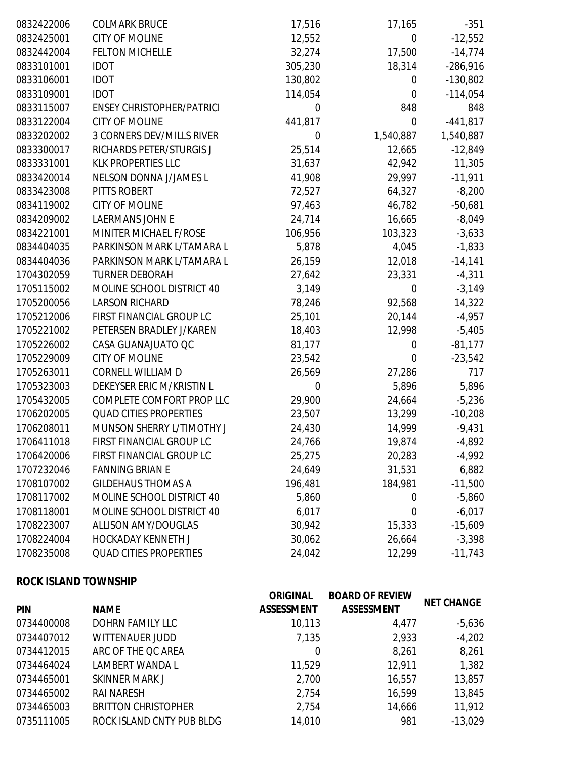| | | | | |
|---|---|---|---|---|
| 0832422006 | COLMARK BRUCE | 17,516 | 17,165 | -351 |
| 0832425001 | CITY OF MOLINE | 12,552 | 0 | -12,552 |
| 0832442004 | FELTON MICHELLE | 32,274 | 17,500 | -14,774 |
| 0833101001 | IDOT | 305,230 | 18,314 | -286,916 |
| 0833106001 | IDOT | 130,802 | 0 | -130,802 |
| 0833109001 | IDOT | 114,054 | 0 | -114,054 |
| 0833115007 | ENSEY CHRISTOPHER/PATRICI | 0 | 848 | 848 |
| 0833122004 | CITY OF MOLINE | 441,817 | 0 | -441,817 |
| 0833202002 | 3 CORNERS DEV/MILLS RIVER | 0 | 1,540,887 | 1,540,887 |
| 0833300017 | RICHARDS PETER/STURGIS J | 25,514 | 12,665 | -12,849 |
| 0833331001 | KLK PROPERTIES LLC | 31,637 | 42,942 | 11,305 |
| 0833420014 | NELSON DONNA J/JAMES L | 41,908 | 29,997 | -11,911 |
| 0833423008 | PITTS ROBERT | 72,527 | 64,327 | -8,200 |
| 0834119002 | CITY OF MOLINE | 97,463 | 46,782 | -50,681 |
| 0834209002 | LAERMANS JOHN E | 24,714 | 16,665 | -8,049 |
| 0834221001 | MINITER MICHAEL F/ROSE | 106,956 | 103,323 | -3,633 |
| 0834404035 | PARKINSON MARK L/TAMARA L | 5,878 | 4,045 | -1,833 |
| 0834404036 | PARKINSON MARK L/TAMARA L | 26,159 | 12,018 | -14,141 |
| 1704302059 | TURNER DEBORAH | 27,642 | 23,331 | -4,311 |
| 1705115002 | MOLINE SCHOOL DISTRICT 40 | 3,149 | 0 | -3,149 |
| 1705200056 | LARSON RICHARD | 78,246 | 92,568 | 14,322 |
| 1705212006 | FIRST FINANCIAL GROUP LC | 25,101 | 20,144 | -4,957 |
| 1705221002 | PETERSEN BRADLEY J/KAREN | 18,403 | 12,998 | -5,405 |
| 1705226002 | CASA GUANAJUATO QC | 81,177 | 0 | -81,177 |
| 1705229009 | CITY OF MOLINE | 23,542 | 0 | -23,542 |
| 1705263011 | CORNELL WILLIAM D | 26,569 | 27,286 | 717 |
| 1705323003 | DEKEYSER ERIC M/KRISTIN L | 0 | 5,896 | 5,896 |
| 1705432005 | COMPLETE COMFORT PROP LLC | 29,900 | 24,664 | -5,236 |
| 1706202005 | QUAD CITIES PROPERTIES | 23,507 | 13,299 | -10,208 |
| 1706208011 | MUNSON SHERRY L/TIMOTHY J | 24,430 | 14,999 | -9,431 |
| 1706411018 | FIRST FINANCIAL GROUP LC | 24,766 | 19,874 | -4,892 |
| 1706420006 | FIRST FINANCIAL GROUP LC | 25,275 | 20,283 | -4,992 |
| 1707232046 | FANNING BRIAN E | 24,649 | 31,531 | 6,882 |
| 1708107002 | GILDEHAUS THOMAS A | 196,481 | 184,981 | -11,500 |
| 1708117002 | MOLINE SCHOOL DISTRICT 40 | 5,860 | 0 | -5,860 |
| 1708118001 | MOLINE SCHOOL DISTRICT 40 | 6,017 | 0 | -6,017 |
| 1708223007 | ALLISON AMY/DOUGLAS | 30,942 | 15,333 | -15,609 |
| 1708224004 | HOCKADAY KENNETH J | 30,062 | 26,664 | -3,398 |
| 1708235008 | QUAD CITIES PROPERTIES | 24,042 | 12,299 | -11,743 |

**ROCK ISLAND TOWNSHIP**

| PIN | NAME | ORIGINAL ASSESSMENT | BOARD OF REVIEW ASSESSMENT | NET CHANGE |
|---|---|---|---|---|
| 0734400008 | DOHRN FAMILY LLC | 10,113 | 4,477 | -5,636 |
| 0734407012 | WITTENAUER JUDD | 7,135 | 2,933 | -4,202 |
| 0734412015 | ARC OF THE QC AREA | 0 | 8,261 | 8,261 |
| 0734464024 | LAMBERT WANDA L | 11,529 | 12,911 | 1,382 |
| 0734465001 | SKINNER MARK J | 2,700 | 16,557 | 13,857 |
| 0734465002 | RAI NARESH | 2,754 | 16,599 | 13,845 |
| 0734465003 | BRITTON CHRISTOPHER | 2,754 | 14,666 | 11,912 |
| 0735111005 | ROCK ISLAND CNTY PUB BLDG | 14,010 | 981 | -13,029 |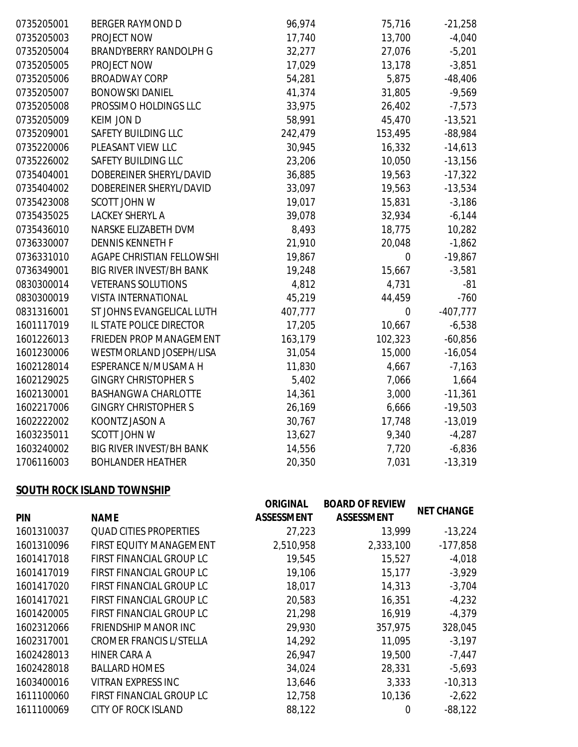| | | | | |
|---|---|---|---|---|
| 0735205001 | BERGER RAYMOND D | 96,974 | 75,716 | -21,258 |
| 0735205003 | PROJECT NOW | 17,740 | 13,700 | -4,040 |
| 0735205004 | BRANDYBERRY RANDOLPH G | 32,277 | 27,076 | -5,201 |
| 0735205005 | PROJECT NOW | 17,029 | 13,178 | -3,851 |
| 0735205006 | BROADWAY CORP | 54,281 | 5,875 | -48,406 |
| 0735205007 | BONOWSKI DANIEL | 41,374 | 31,805 | -9,569 |
| 0735205008 | PROSSIMO HOLDINGS LLC | 33,975 | 26,402 | -7,573 |
| 0735205009 | KEIM JON D | 58,991 | 45,470 | -13,521 |
| 0735209001 | SAFETY BUILDING LLC | 242,479 | 153,495 | -88,984 |
| 0735220006 | PLEASANT VIEW LLC | 30,945 | 16,332 | -14,613 |
| 0735226002 | SAFETY BUILDING LLC | 23,206 | 10,050 | -13,156 |
| 0735404001 | DOBEREINER SHERYL/DAVID | 36,885 | 19,563 | -17,322 |
| 0735404002 | DOBEREINER SHERYL/DAVID | 33,097 | 19,563 | -13,534 |
| 0735423008 | SCOTT JOHN W | 19,017 | 15,831 | -3,186 |
| 0735435025 | LACKEY SHERYL A | 39,078 | 32,934 | -6,144 |
| 0735436010 | NARSKE ELIZABETH DVM | 8,493 | 18,775 | 10,282 |
| 0736330007 | DENNIS KENNETH F | 21,910 | 20,048 | -1,862 |
| 0736331010 | AGAPE CHRISTIAN FELLOWSHI | 19,867 | 0 | -19,867 |
| 0736349001 | BIG RIVER INVEST/BH BANK | 19,248 | 15,667 | -3,581 |
| 0830300014 | VETERANS SOLUTIONS | 4,812 | 4,731 | -81 |
| 0830300019 | VISTA INTERNATIONAL | 45,219 | 44,459 | -760 |
| 0831316001 | ST JOHNS EVANGELICAL LUTH | 407,777 | 0 | -407,777 |
| 1601117019 | IL STATE POLICE DIRECTOR | 17,205 | 10,667 | -6,538 |
| 1601226013 | FRIEDEN PROP MANAGEMENT | 163,179 | 102,323 | -60,856 |
| 1601230006 | WESTMORLAND JOSEPH/LISA | 31,054 | 15,000 | -16,054 |
| 1602128014 | ESPERANCE N/MUSAMA H | 11,830 | 4,667 | -7,163 |
| 1602129025 | GINGRY CHRISTOPHER S | 5,402 | 7,066 | 1,664 |
| 1602130001 | BASHANGWA CHARLOTTE | 14,361 | 3,000 | -11,361 |
| 1602217006 | GINGRY CHRISTOPHER S | 26,169 | 6,666 | -19,503 |
| 1602222002 | KOONTZ JASON A | 30,767 | 17,748 | -13,019 |
| 1603235011 | SCOTT JOHN W | 13,627 | 9,340 | -4,287 |
| 1603240002 | BIG RIVER INVEST/BH BANK | 14,556 | 7,720 | -6,836 |
| 1706116003 | BOHLANDER HEATHER | 20,350 | 7,031 | -13,319 |

**SOUTH ROCK ISLAND TOWNSHIP**

| PIN | NAME | ORIGINAL ASSESSMENT | BOARD OF REVIEW ASSESSMENT | NET CHANGE |
|---|---|---|---|---|
| 1601310037 | QUAD CITIES PROPERTIES | 27,223 | 13,999 | -13,224 |
| 1601310096 | FIRST EQUITY MANAGEMENT | 2,510,958 | 2,333,100 | -177,858 |
| 1601417018 | FIRST FINANCIAL GROUP LC | 19,545 | 15,527 | -4,018 |
| 1601417019 | FIRST FINANCIAL GROUP LC | 19,106 | 15,177 | -3,929 |
| 1601417020 | FIRST FINANCIAL GROUP LC | 18,017 | 14,313 | -3,704 |
| 1601417021 | FIRST FINANCIAL GROUP LC | 20,583 | 16,351 | -4,232 |
| 1601420005 | FIRST FINANCIAL GROUP LC | 21,298 | 16,919 | -4,379 |
| 1602312066 | FRIENDSHIP MANOR INC | 29,930 | 357,975 | 328,045 |
| 1602317001 | CROMER FRANCIS L/STELLA | 14,292 | 11,095 | -3,197 |
| 1602428013 | HINER CARA A | 26,947 | 19,500 | -7,447 |
| 1602428018 | BALLARD HOMES | 34,024 | 28,331 | -5,693 |
| 1603400016 | VITRAN EXPRESS INC | 13,646 | 3,333 | -10,313 |
| 1611100060 | FIRST FINANCIAL GROUP LC | 12,758 | 10,136 | -2,622 |
| 1611100069 | CITY OF ROCK ISLAND | 88,122 | 0 | -88,122 |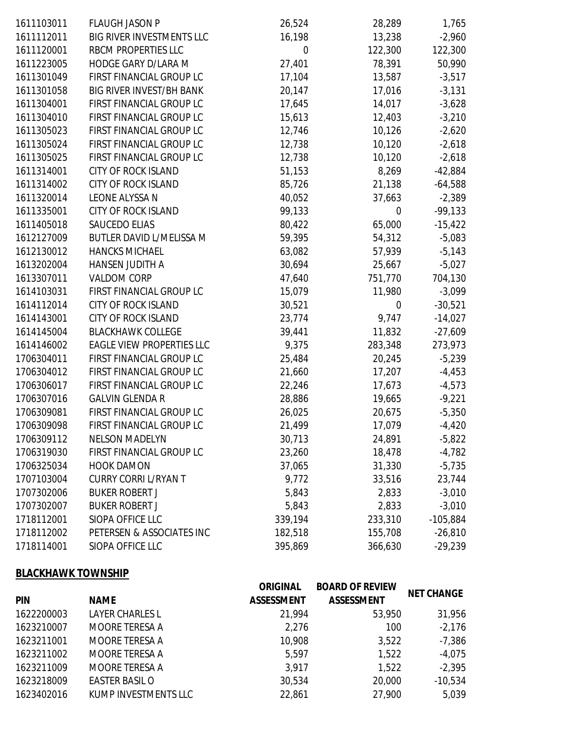| PIN | NAME | ORIGINAL ASSESSMENT | BOARD OF REVIEW ASSESSMENT | NET CHANGE |
|---|---|---|---|---|
| 1611103011 | FLAUGH JASON P | 26,524 | 28,289 | 1,765 |
| 1611112011 | BIG RIVER INVESTMENTS LLC | 16,198 | 13,238 | -2,960 |
| 1611120001 | RBCM PROPERTIES LLC | 0 | 122,300 | 122,300 |
| 1611223005 | HODGE GARY D/LARA M | 27,401 | 78,391 | 50,990 |
| 1611301049 | FIRST FINANCIAL GROUP LC | 17,104 | 13,587 | -3,517 |
| 1611301058 | BIG RIVER INVEST/BH BANK | 20,147 | 17,016 | -3,131 |
| 1611304001 | FIRST FINANCIAL GROUP LC | 17,645 | 14,017 | -3,628 |
| 1611304010 | FIRST FINANCIAL GROUP LC | 15,613 | 12,403 | -3,210 |
| 1611305023 | FIRST FINANCIAL GROUP LC | 12,746 | 10,126 | -2,620 |
| 1611305024 | FIRST FINANCIAL GROUP LC | 12,738 | 10,120 | -2,618 |
| 1611305025 | FIRST FINANCIAL GROUP LC | 12,738 | 10,120 | -2,618 |
| 1611314001 | CITY OF ROCK ISLAND | 51,153 | 8,269 | -42,884 |
| 1611314002 | CITY OF ROCK ISLAND | 85,726 | 21,138 | -64,588 |
| 1611320014 | LEONE ALYSSA N | 40,052 | 37,663 | -2,389 |
| 1611335001 | CITY OF ROCK ISLAND | 99,133 | 0 | -99,133 |
| 1611405018 | SAUCEDO ELIAS | 80,422 | 65,000 | -15,422 |
| 1612127009 | BUTLER DAVID L/MELISSA M | 59,395 | 54,312 | -5,083 |
| 1612130012 | HANCKS MICHAEL | 63,082 | 57,939 | -5,143 |
| 1613202004 | HANSEN JUDITH A | 30,694 | 25,667 | -5,027 |
| 1613307011 | VALDOM CORP | 47,640 | 751,770 | 704,130 |
| 1614103031 | FIRST FINANCIAL GROUP LC | 15,079 | 11,980 | -3,099 |
| 1614112014 | CITY OF ROCK ISLAND | 30,521 | 0 | -30,521 |
| 1614143001 | CITY OF ROCK ISLAND | 23,774 | 9,747 | -14,027 |
| 1614145004 | BLACKHAWK COLLEGE | 39,441 | 11,832 | -27,609 |
| 1614146002 | EAGLE VIEW PROPERTIES LLC | 9,375 | 283,348 | 273,973 |
| 1706304011 | FIRST FINANCIAL GROUP LC | 25,484 | 20,245 | -5,239 |
| 1706304012 | FIRST FINANCIAL GROUP LC | 21,660 | 17,207 | -4,453 |
| 1706306017 | FIRST FINANCIAL GROUP LC | 22,246 | 17,673 | -4,573 |
| 1706307016 | GALVIN GLENDA R | 28,886 | 19,665 | -9,221 |
| 1706309081 | FIRST FINANCIAL GROUP LC | 26,025 | 20,675 | -5,350 |
| 1706309098 | FIRST FINANCIAL GROUP LC | 21,499 | 17,079 | -4,420 |
| 1706309112 | NELSON MADELYN | 30,713 | 24,891 | -5,822 |
| 1706319030 | FIRST FINANCIAL GROUP LC | 23,260 | 18,478 | -4,782 |
| 1706325034 | HOOK DAMON | 37,065 | 31,330 | -5,735 |
| 1707103004 | CURRY CORRI L/RYAN T | 9,772 | 33,516 | 23,744 |
| 1707302006 | BUKER ROBERT J | 5,843 | 2,833 | -3,010 |
| 1707302007 | BUKER ROBERT J | 5,843 | 2,833 | -3,010 |
| 1718112001 | SIOPA OFFICE LLC | 339,194 | 233,310 | -105,884 |
| 1718112002 | PETERSEN & ASSOCIATES INC | 182,518 | 155,708 | -26,810 |
| 1718114001 | SIOPA OFFICE LLC | 395,869 | 366,630 | -29,239 |

**BLACKHAWK TOWNSHIP**

| PIN | NAME | ORIGINAL ASSESSMENT | BOARD OF REVIEW ASSESSMENT | NET CHANGE |
|---|---|---|---|---|
| 1622200003 | LAYER CHARLES L | 21,994 | 53,950 | 31,956 |
| 1623210007 | MOORE TERESA A | 2,276 | 100 | -2,176 |
| 1623211001 | MOORE TERESA A | 10,908 | 3,522 | -7,386 |
| 1623211002 | MOORE TERESA A | 5,597 | 1,522 | -4,075 |
| 1623211009 | MOORE TERESA A | 3,917 | 1,522 | -2,395 |
| 1623218009 | EASTER BASIL O | 30,534 | 20,000 | -10,534 |
| 1623402016 | KUMP INVESTMENTS LLC | 22,861 | 27,900 | 5,039 |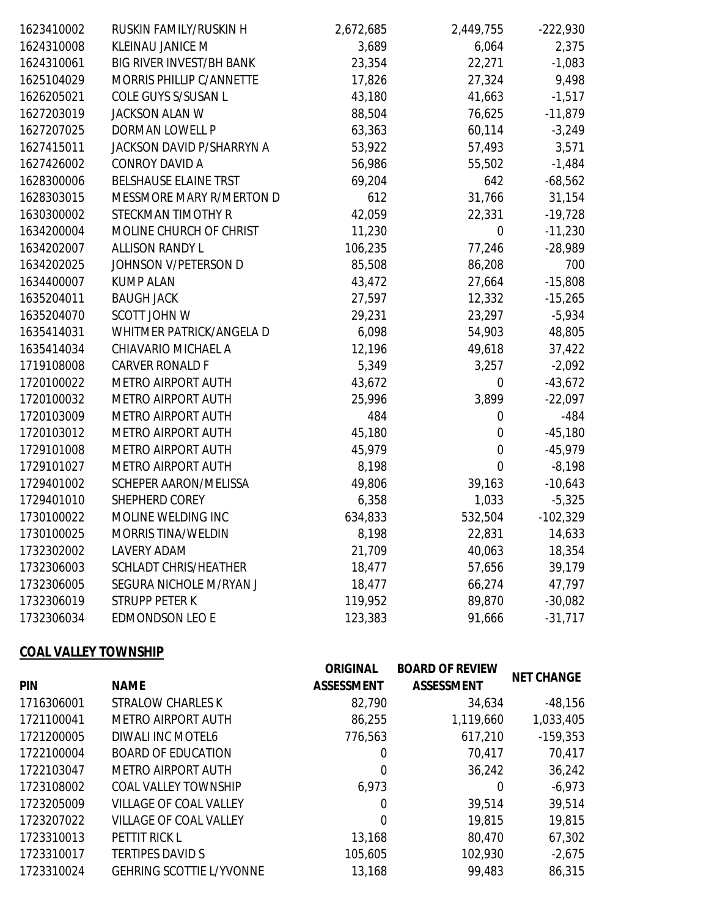| | | | | |
|---|---|---|---|---|
| 1623410002 | RUSKIN FAMILY/RUSKIN H | 2,672,685 | 2,449,755 | -222,930 |
| 1624310008 | KLEINAU JANICE M | 3,689 | 6,064 | 2,375 |
| 1624310061 | BIG RIVER INVEST/BH BANK | 23,354 | 22,271 | -1,083 |
| 1625104029 | MORRIS PHILLIP C/ANNETTE | 17,826 | 27,324 | 9,498 |
| 1626205021 | COLE GUYS S/SUSAN L | 43,180 | 41,663 | -1,517 |
| 1627203019 | JACKSON ALAN W | 88,504 | 76,625 | -11,879 |
| 1627207025 | DORMAN LOWELL P | 63,363 | 60,114 | -3,249 |
| 1627415011 | JACKSON DAVID P/SHARRYN A | 53,922 | 57,493 | 3,571 |
| 1627426002 | CONROY DAVID A | 56,986 | 55,502 | -1,484 |
| 1628300006 | BELSHAUSE ELAINE TRST | 69,204 | 642 | -68,562 |
| 1628303015 | MESSMORE MARY R/MERTON D | 612 | 31,766 | 31,154 |
| 1630300002 | STECKMAN TIMOTHY R | 42,059 | 22,331 | -19,728 |
| 1634200004 | MOLINE CHURCH OF CHRIST | 11,230 | 0 | -11,230 |
| 1634202007 | ALLISON RANDY L | 106,235 | 77,246 | -28,989 |
| 1634202025 | JOHNSON V/PETERSON D | 85,508 | 86,208 | 700 |
| 1634400007 | KUMP ALAN | 43,472 | 27,664 | -15,808 |
| 1635204011 | BAUGH JACK | 27,597 | 12,332 | -15,265 |
| 1635204070 | SCOTT JOHN W | 29,231 | 23,297 | -5,934 |
| 1635414031 | WHITMER PATRICK/ANGELA D | 6,098 | 54,903 | 48,805 |
| 1635414034 | CHIAVARIO MICHAEL A | 12,196 | 49,618 | 37,422 |
| 1719108008 | CARVER RONALD F | 5,349 | 3,257 | -2,092 |
| 1720100022 | METRO AIRPORT AUTH | 43,672 | 0 | -43,672 |
| 1720100032 | METRO AIRPORT AUTH | 25,996 | 3,899 | -22,097 |
| 1720103009 | METRO AIRPORT AUTH | 484 | 0 | -484 |
| 1720103012 | METRO AIRPORT AUTH | 45,180 | 0 | -45,180 |
| 1729101008 | METRO AIRPORT AUTH | 45,979 | 0 | -45,979 |
| 1729101027 | METRO AIRPORT AUTH | 8,198 | 0 | -8,198 |
| 1729401002 | SCHEPER AARON/MELISSA | 49,806 | 39,163 | -10,643 |
| 1729401010 | SHEPHERD COREY | 6,358 | 1,033 | -5,325 |
| 1730100022 | MOLINE WELDING INC | 634,833 | 532,504 | -102,329 |
| 1730100025 | MORRIS TINA/WELDIN | 8,198 | 22,831 | 14,633 |
| 1732302002 | LAVERY ADAM | 21,709 | 40,063 | 18,354 |
| 1732306003 | SCHLADT CHRIS/HEATHER | 18,477 | 57,656 | 39,179 |
| 1732306005 | SEGURA NICHOLE M/RYAN J | 18,477 | 66,274 | 47,797 |
| 1732306019 | STRUPP PETER K | 119,952 | 89,870 | -30,082 |
| 1732306034 | EDMONDSON LEO E | 123,383 | 91,666 | -31,717 |

**COAL VALLEY TOWNSHIP**

| PIN | NAME | ORIGINAL ASSESSMENT | BOARD OF REVIEW ASSESSMENT | NET CHANGE |
|---|---|---|---|---|
| 1716306001 | STRALOW CHARLES K | 82,790 | 34,634 | -48,156 |
| 1721100041 | METRO AIRPORT AUTH | 86,255 | 1,119,660 | 1,033,405 |
| 1721200005 | DIWALI INC MOTEL6 | 776,563 | 617,210 | -159,353 |
| 1722100004 | BOARD OF EDUCATION | 0 | 70,417 | 70,417 |
| 1722103047 | METRO AIRPORT AUTH | 0 | 36,242 | 36,242 |
| 1723108002 | COAL VALLEY TOWNSHIP | 6,973 | 0 | -6,973 |
| 1723205009 | VILLAGE OF COAL VALLEY | 0 | 39,514 | 39,514 |
| 1723207022 | VILLAGE OF COAL VALLEY | 0 | 19,815 | 19,815 |
| 1723310013 | PETTIT RICK L | 13,168 | 80,470 | 67,302 |
| 1723310017 | TERTIPES DAVID S | 105,605 | 102,930 | -2,675 |
| 1723310024 | GEHRING SCOTTIE L/YVONNE | 13,168 | 99,483 | 86,315 |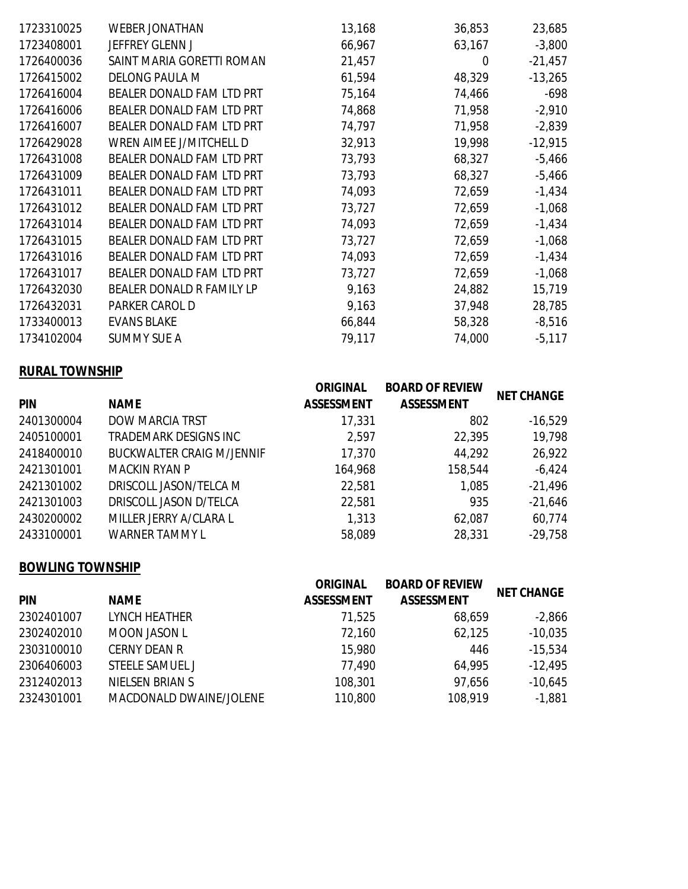| | | | | |
|---|---|---|---|---|
| 1723310025 | WEBER JONATHAN | 13,168 | 36,853 | 23,685 |
| 1723408001 | JEFFREY GLENN J | 66,967 | 63,167 | -3,800 |
| 1726400036 | SAINT MARIA GORETTI ROMAN | 21,457 | 0 | -21,457 |
| 1726415002 | DELONG PAULA M | 61,594 | 48,329 | -13,265 |
| 1726416004 | BEALER DONALD FAM LTD PRT | 75,164 | 74,466 | -698 |
| 1726416006 | BEALER DONALD FAM LTD PRT | 74,868 | 71,958 | -2,910 |
| 1726416007 | BEALER DONALD FAM LTD PRT | 74,797 | 71,958 | -2,839 |
| 1726429028 | WREN AIMEE J/MITCHELL D | 32,913 | 19,998 | -12,915 |
| 1726431008 | BEALER DONALD FAM LTD PRT | 73,793 | 68,327 | -5,466 |
| 1726431009 | BEALER DONALD FAM LTD PRT | 73,793 | 68,327 | -5,466 |
| 1726431011 | BEALER DONALD FAM LTD PRT | 74,093 | 72,659 | -1,434 |
| 1726431012 | BEALER DONALD FAM LTD PRT | 73,727 | 72,659 | -1,068 |
| 1726431014 | BEALER DONALD FAM LTD PRT | 74,093 | 72,659 | -1,434 |
| 1726431015 | BEALER DONALD FAM LTD PRT | 73,727 | 72,659 | -1,068 |
| 1726431016 | BEALER DONALD FAM LTD PRT | 74,093 | 72,659 | -1,434 |
| 1726431017 | BEALER DONALD FAM LTD PRT | 73,727 | 72,659 | -1,068 |
| 1726432030 | BEALER DONALD R FAMILY LP | 9,163 | 24,882 | 15,719 |
| 1726432031 | PARKER CAROL D | 9,163 | 37,948 | 28,785 |
| 1733400013 | EVANS BLAKE | 66,844 | 58,328 | -8,516 |
| 1734102004 | SUMMY SUE A | 79,117 | 74,000 | -5,117 |

## RURAL TOWNSHIP

| PIN | NAME | ORIGINAL ASSESSMENT | BOARD OF REVIEW ASSESSMENT | NET CHANGE |
|---|---|---|---|---|
| 2401300004 | DOW MARCIA TRST | 17,331 | 802 | -16,529 |
| 2405100001 | TRADEMARK DESIGNS INC | 2,597 | 22,395 | 19,798 |
| 2418400010 | BUCKWALTER CRAIG M/JENNIF | 17,370 | 44,292 | 26,922 |
| 2421301001 | MACKIN RYAN P | 164,968 | 158,544 | -6,424 |
| 2421301002 | DRISCOLL JASON/TELCA M | 22,581 | 1,085 | -21,496 |
| 2421301003 | DRISCOLL JASON D/TELCA | 22,581 | 935 | -21,646 |
| 2430200002 | MILLER JERRY A/CLARA L | 1,313 | 62,087 | 60,774 |
| 2433100001 | WARNER TAMMY L | 58,089 | 28,331 | -29,758 |

## BOWLING TOWNSHIP

| PIN | NAME | ORIGINAL ASSESSMENT | BOARD OF REVIEW ASSESSMENT | NET CHANGE |
|---|---|---|---|---|
| 2302401007 | LYNCH HEATHER | 71,525 | 68,659 | -2,866 |
| 2302402010 | MOON JASON L | 72,160 | 62,125 | -10,035 |
| 2303100010 | CERNY DEAN R | 15,980 | 446 | -15,534 |
| 2306406003 | STEELE SAMUEL J | 77,490 | 64,995 | -12,495 |
| 2312402013 | NIELSEN BRIAN S | 108,301 | 97,656 | -10,645 |
| 2324301001 | MACDONALD DWAINE/JOLENE | 110,800 | 108,919 | -1,881 |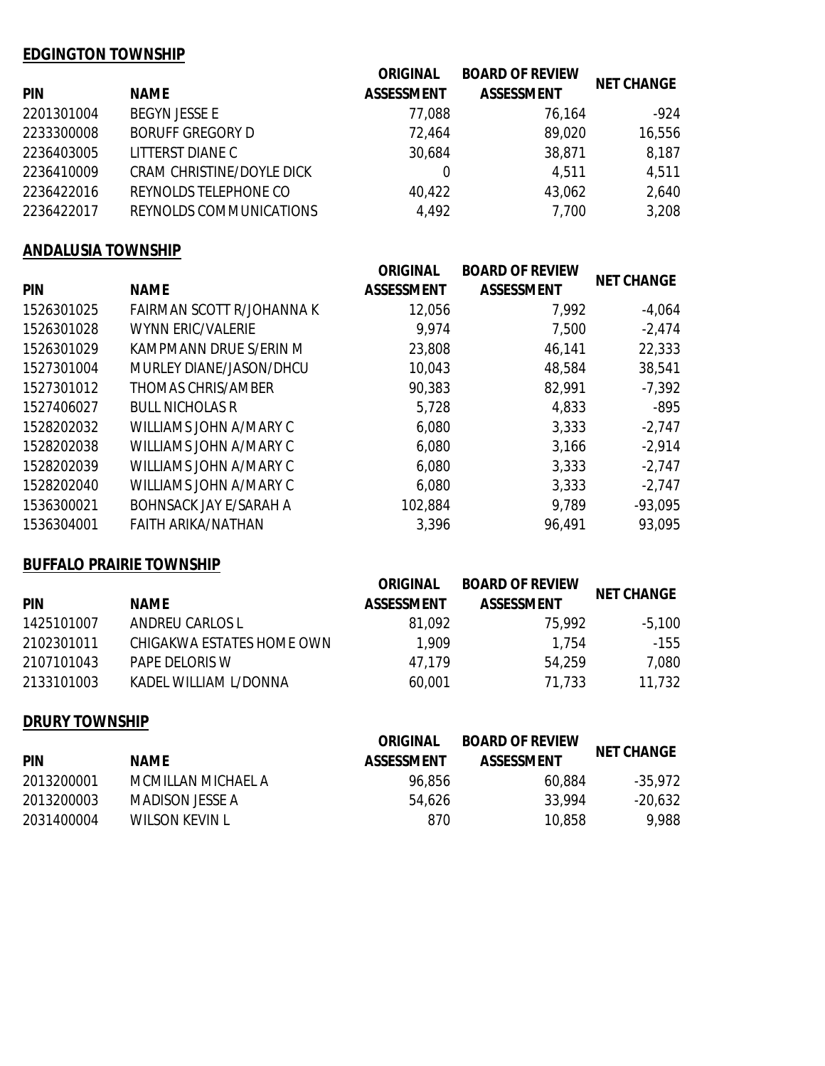**EDGINGTON TOWNSHIP**

| PIN | NAME | ORIGINAL ASSESSMENT | BOARD OF REVIEW ASSESSMENT | NET CHANGE |
|---|---|---|---|---|
| 2201301004 | BEGYN JESSE E | 77,088 | 76,164 | -924 |
| 2233300008 | BORUFF GREGORY D | 72,464 | 89,020 | 16,556 |
| 2236403005 | LITTERST DIANE C | 30,684 | 38,871 | 8,187 |
| 2236410009 | CRAM CHRISTINE/DOYLE DICK | 0 | 4,511 | 4,511 |
| 2236422016 | REYNOLDS TELEPHONE CO | 40,422 | 43,062 | 2,640 |
| 2236422017 | REYNOLDS COMMUNICATIONS | 4,492 | 7,700 | 3,208 |

**ANDALUSIA TOWNSHIP**

| PIN | NAME | ORIGINAL ASSESSMENT | BOARD OF REVIEW ASSESSMENT | NET CHANGE |
|---|---|---|---|---|
| 1526301025 | FAIRMAN SCOTT R/JOHANNA K | 12,056 | 7,992 | -4,064 |
| 1526301028 | WYNN ERIC/VALERIE | 9,974 | 7,500 | -2,474 |
| 1526301029 | KAMPMANN DRUE S/ERIN M | 23,808 | 46,141 | 22,333 |
| 1527301004 | MURLEY DIANE/JASON/DHCU | 10,043 | 48,584 | 38,541 |
| 1527301012 | THOMAS CHRIS/AMBER | 90,383 | 82,991 | -7,392 |
| 1527406027 | BULL NICHOLAS R | 5,728 | 4,833 | -895 |
| 1528202032 | WILLIAMS JOHN A/MARY C | 6,080 | 3,333 | -2,747 |
| 1528202038 | WILLIAMS JOHN A/MARY C | 6,080 | 3,166 | -2,914 |
| 1528202039 | WILLIAMS JOHN A/MARY C | 6,080 | 3,333 | -2,747 |
| 1528202040 | WILLIAMS JOHN A/MARY C | 6,080 | 3,333 | -2,747 |
| 1536300021 | BOHNSACK JAY E/SARAH A | 102,884 | 9,789 | -93,095 |
| 1536304001 | FAITH ARIKA/NATHAN | 3,396 | 96,491 | 93,095 |

**BUFFALO PRAIRIE TOWNSHIP**

| PIN | NAME | ORIGINAL ASSESSMENT | BOARD OF REVIEW ASSESSMENT | NET CHANGE |
|---|---|---|---|---|
| 1425101007 | ANDREU CARLOS L | 81,092 | 75,992 | -5,100 |
| 2102301011 | CHIGAKWA ESTATES HOME OWN | 1,909 | 1,754 | -155 |
| 2107101043 | PAPE DELORIS W | 47,179 | 54,259 | 7,080 |
| 2133101003 | KADEL WILLIAM L/DONNA | 60,001 | 71,733 | 11,732 |

**DRURY TOWNSHIP**

| PIN | NAME | ORIGINAL ASSESSMENT | BOARD OF REVIEW ASSESSMENT | NET CHANGE |
|---|---|---|---|---|
| 2013200001 | MCMILLAN MICHAEL A | 96,856 | 60,884 | -35,972 |
| 2013200003 | MADISON JESSE A | 54,626 | 33,994 | -20,632 |
| 2031400004 | WILSON KEVIN L | 870 | 10,858 | 9,988 |